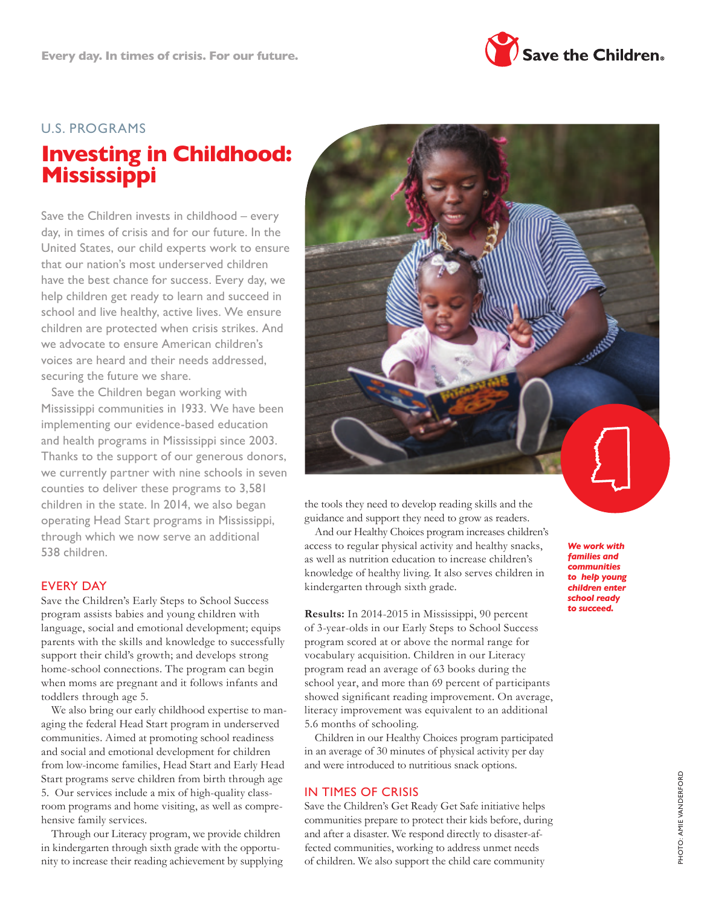Every day. In times of crisis. For our future.

Save the Children

U.S. PROGRAMS

# Investing in Childhood: Mississippi

Save the Children invests in childhood – every day, in times of crisis and for our future. In the United States, our child experts work to ensure that our nation's most underserved children have the best chance for success. Every day, we help children get ready to learn and succeed in school and live healthy, active lives. We ensure children are protected when crisis strikes. And we advocate to ensure American children's voices are heard and their needs addressed, securing the future we share.

Save the Children began working with Mississippi communities in 1933. We have been implementing our evidence-based education and health programs in Mississippi since 2003. Thanks to the support of our generous donors, we currently partner with nine schools in seven counties to deliver these programs to 3,581 children in the state. In 2014, we also began operating Head Start programs in Mississippi, through which we now serve an additional 538 children.

## EVERY DAY

Save the Children's Early Steps to School Success program assists babies and young children with language, social and emotional development; equips parents with the skills and knowledge to successfully support their child's growth; and develops strong home-school connections. The program can begin when moms are pregnant and it follows infants and toddlers through age 5.

We also bring our early childhood expertise to managing the federal Head Start program in underserved communities. Aimed at promoting school readiness and social and emotional development for children from low-income families, Head Start and Early Head Start programs serve children from birth through age 5. Our services include a mix of high-quality classroom programs and home visiting, as well as comprehensive family services.

Through our Literacy program, we provide children in kindergarten through sixth grade with the opportunity to increase their reading achievement by supplying the tools they need to develop reading skills and the guidance and support they need to grow as readers.

And our Healthy Choices program increases children's access to regular physical activity and healthy snacks, as well as nutrition education to increase children's knowledge of healthy living. It also serves children in kindergarten through sixth grade.

***We work with families and communities to help young children enter school ready to succeed.***

**Results:** In 2014-2015 in Mississippi, 90 percent of 3-year-olds in our Early Steps to School Success program scored at or above the normal range for vocabulary acquisition. Children in our Literacy program read an average of 63 books during the school year, and more than 69 percent of participants showed significant reading improvement. On average, literacy improvement was equivalent to an additional 5.6 months of schooling.

Children in our Healthy Choices program participated in an average of 30 minutes of physical activity per day and were introduced to nutritious snack options.

## IN TIMES OF CRISIS

Save the Children's Get Ready Get Safe initiative helps communities prepare to protect their kids before, during and after a disaster. We respond directly to disaster-affected communities, working to address unmet needs of children. We also support the child care community

PHOTO: AMIE VANDERFORD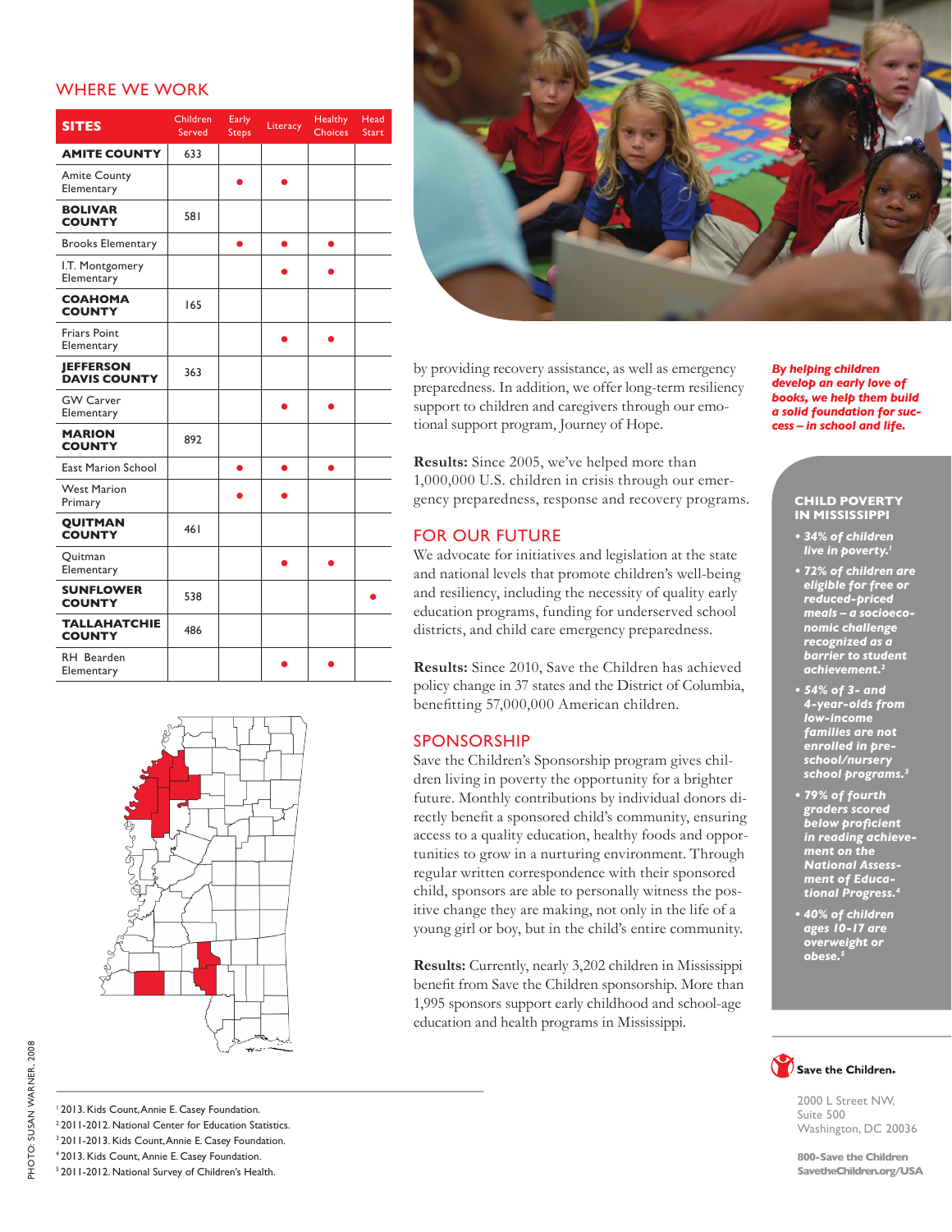## WHERE WE WORK

| SITES | Children Served | Early Steps | Literacy | Healthy Choices | Head Start |
|---|---|---|---|---|---|
| **AMITE COUNTY** | 633 | | | | |
| Amite County Elementary | | ● | ● | | |
| **BOLIVAR COUNTY** | 581 | | | | |
| Brooks Elementary | | ● | ● | ● | |
| I.T. Montgomery Elementary | | | ● | ● | |
| **COAHOMA COUNTY** | 165 | | | | |
| Friars Point Elementary | | | ● | ● | |
| **JEFFERSON DAVIS COUNTY** | 363 | | | | |
| GW Carver Elementary | | | ● | ● | |
| **MARION COUNTY** | 892 | | | | |
| East Marion School | | ● | ● | ● | |
| West Marion Primary | | ● | ● | | |
| **QUITMAN COUNTY** | 461 | | | | |
| Quitman Elementary | | | ● | ● | |
| **SUNFLOWER COUNTY** | 538 | | | | ● |
| **TALLAHATCHIE COUNTY** | 486 | | | | |
| RH Bearden Elementary | | | ● | ● | |

by providing recovery assistance, as well as emergency preparedness. In addition, we offer long-term resiliency support to children and caregivers through our emotional support program, Journey of Hope.

**Results:** Since 2005, we've helped more than 1,000,000 U.S. children in crisis through our emergency preparedness, response and recovery programs.

## FOR OUR FUTURE

We advocate for initiatives and legislation at the state and national levels that promote children's well-being and resiliency, including the necessity of quality early education programs, funding for underserved school districts, and child care emergency preparedness.

**Results:** Since 2010, Save the Children has achieved policy change in 37 states and the District of Columbia, benefitting 57,000,000 American children.

## SPONSORSHIP

Save the Children's Sponsorship program gives children living in poverty the opportunity for a brighter future. Monthly contributions by individual donors directly benefit a sponsored child's community, ensuring access to a quality education, healthy foods and opportunities to grow in a nurturing environment. Through regular written correspondence with their sponsored child, sponsors are able to personally witness the positive change they are making, not only in the life of a young girl or boy, but in the child's entire community.

**Results:** Currently, nearly 3,202 children in Mississippi benefit from Save the Children sponsorship. More than 1,995 sponsors support early childhood and school-age education and health programs in Mississippi.

***By helping children develop an early love of books, we help them build a solid foundation for success – in school and life.***

### CHILD POVERTY IN MISSISSIPPI

- ***34% of children live in poverty.***[1]
- ***72% of children are eligible for free or reduced-priced meals – a socioeconomic challenge recognized as a barrier to student achievement.***[2]
- ***54% of 3- and 4-year-olds from low-income families are not enrolled in preschool/nursery school programs.***[3]
- ***79% of fourth graders scored below proficient in reading achievement on the National Assessment of Educational Progress.***[4]
- ***40% of children ages 10-17 are overweight or obese.***[5]

Save the Children.

2000 L Street NW,
Suite 500
Washington, DC 20036

**800-Save the Children**
**SavetheChildren.org/USA**

[1] 2013. Kids Count, Annie E. Casey Foundation.
[2] 2011-2012. National Center for Education Statistics.
[3] 2011-2013. Kids Count, Annie E. Casey Foundation.
[4] 2013. Kids Count, Annie E. Casey Foundation.
[5] 2011-2012. National Survey of Children's Health.

PHOTO: SUSAN WARNER, 2008